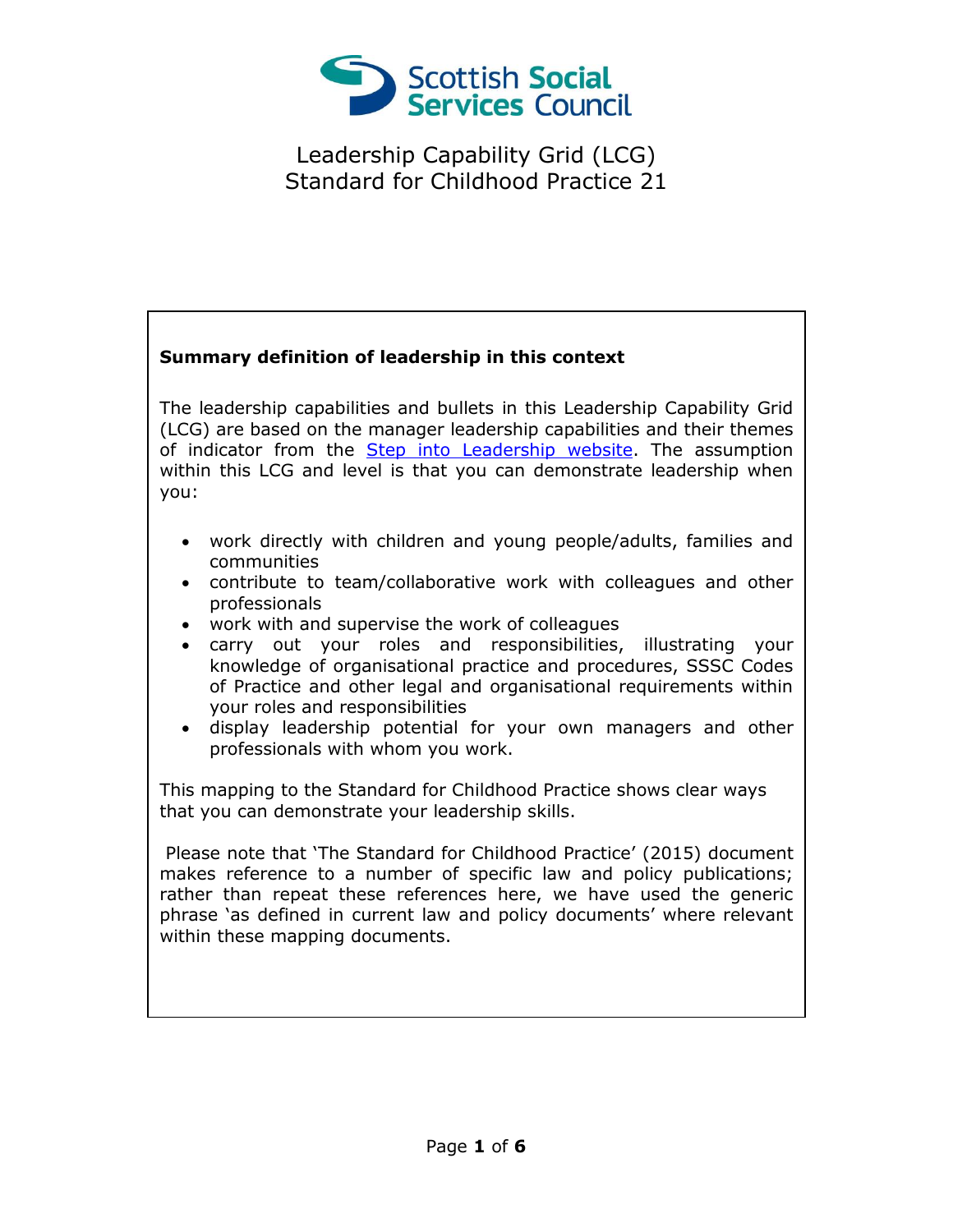Scottish Social Services Council

# Leadership Capability Grid (LCG) Standard for Childhood Practice 21

**Summary definition of leadership in this context**

The leadership capabilities and bullets in this Leadership Capability Grid (LCG) are based on the manager leadership capabilities and their themes of indicator from the Step into Leadership website. The assumption within this LCG and level is that you can demonstrate leadership when you:

- work directly with children and young people/adults, families and communities
- contribute to team/collaborative work with colleagues and other professionals
- work with and supervise the work of colleagues
- carry out your roles and responsibilities, illustrating your knowledge of organisational practice and procedures, SSSC Codes of Practice and other legal and organisational requirements within your roles and responsibilities
- display leadership potential for your own managers and other professionals with whom you work.

This mapping to the Standard for Childhood Practice shows clear ways that you can demonstrate your leadership skills.

Please note that 'The Standard for Childhood Practice' (2015) document makes reference to a number of specific law and policy publications; rather than repeat these references here, we have used the generic phrase 'as defined in current law and policy documents' where relevant within these mapping documents.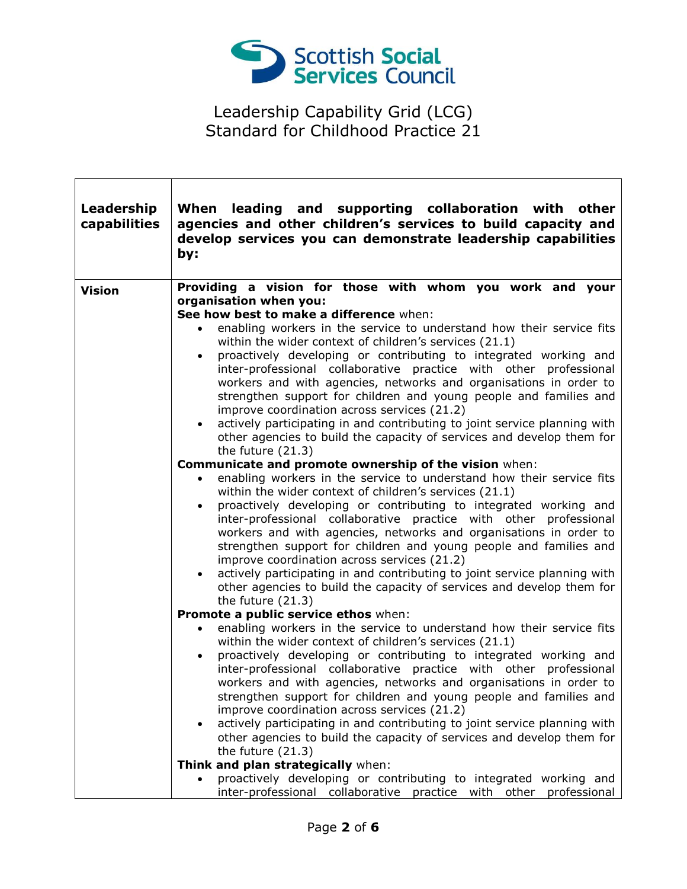Leadership Capability Grid (LCG)
Standard for Childhood Practice 21

| **Leadership capabilities** | **When leading and supporting collaboration with other agencies and other children's services to build capacity and develop services you can demonstrate leadership capabilities by:** |
|---|---|
| **Vision** | **Providing a vision for those with whom you work and your organisation when you:**<br>**See how best to make a difference** when:<br>• enabling workers in the service to understand how their service fits within the wider context of children's services (21.1)<br>• proactively developing or contributing to integrated working and inter-professional collaborative practice with other professional workers and with agencies, networks and organisations in order to strengthen support for children and young people and families and improve coordination across services (21.2)<br>• actively participating in and contributing to joint service planning with other agencies to build the capacity of services and develop them for the future (21.3)<br>**Communicate and promote ownership of the vision** when:<br>• enabling workers in the service to understand how their service fits within the wider context of children's services (21.1)<br>• proactively developing or contributing to integrated working and inter-professional collaborative practice with other professional workers and with agencies, networks and organisations in order to strengthen support for children and young people and families and improve coordination across services (21.2)<br>• actively participating in and contributing to joint service planning with other agencies to build the capacity of services and develop them for the future (21.3)<br>**Promote a public service ethos** when:<br>• enabling workers in the service to understand how their service fits within the wider context of children's services (21.1)<br>• proactively developing or contributing to integrated working and inter-professional collaborative practice with other professional workers and with agencies, networks and organisations in order to strengthen support for children and young people and families and improve coordination across services (21.2)<br>• actively participating in and contributing to joint service planning with other agencies to build the capacity of services and develop them for the future (21.3)<br>**Think and plan strategically** when:<br>• proactively developing or contributing to integrated working and inter-professional collaborative practice with other professional |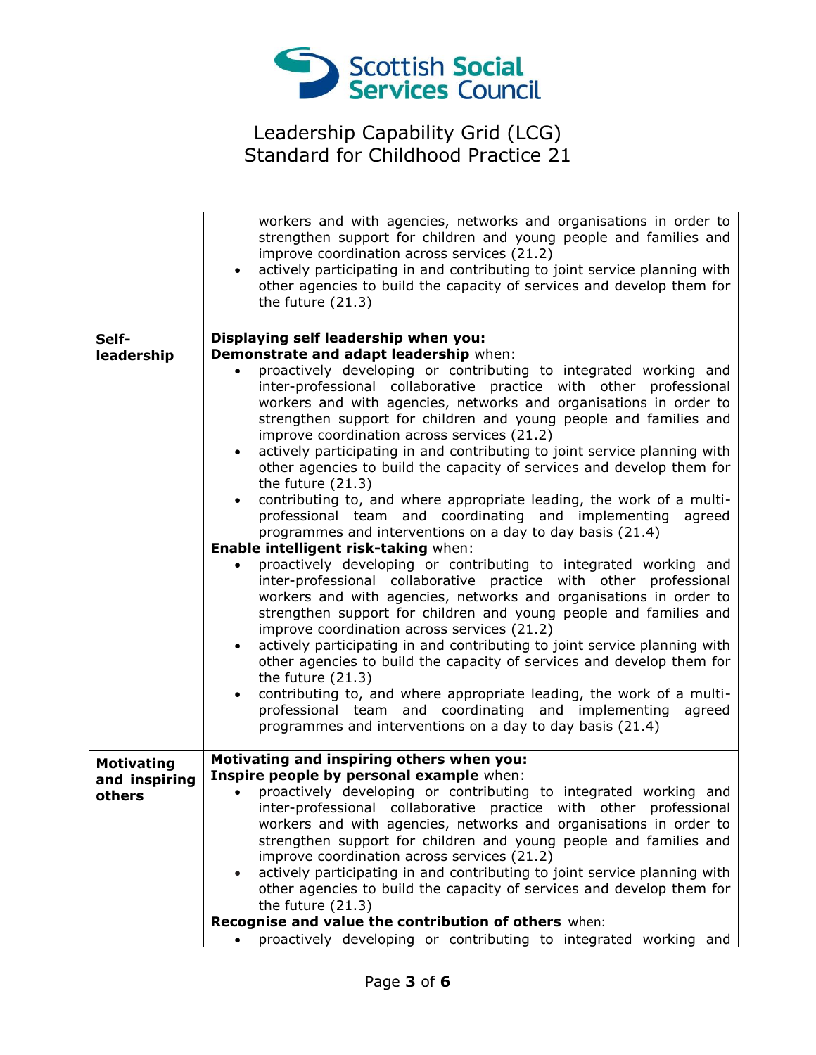| | |
|---|---|
| | workers and with agencies, networks and organisations in order to strengthen support for children and young people and families and improve coordination across services (21.2)<br>• actively participating in and contributing to joint service planning with other agencies to build the capacity of services and develop them for the future (21.3) |
| **Self-leadership** | **Displaying self leadership when you:**<br>**Demonstrate and adapt leadership** when:<br>• proactively developing or contributing to integrated working and inter-professional collaborative practice with other professional workers and with agencies, networks and organisations in order to strengthen support for children and young people and families and improve coordination across services (21.2)<br>• actively participating in and contributing to joint service planning with other agencies to build the capacity of services and develop them for the future (21.3)<br>• contributing to, and where appropriate leading, the work of a multi-professional team and coordinating and implementing agreed programmes and interventions on a day to day basis (21.4)<br>**Enable intelligent risk-taking** when:<br>• proactively developing or contributing to integrated working and inter-professional collaborative practice with other professional workers and with agencies, networks and organisations in order to strengthen support for children and young people and families and improve coordination across services (21.2)<br>• actively participating in and contributing to joint service planning with other agencies to build the capacity of services and develop them for the future (21.3)<br>• contributing to, and where appropriate leading, the work of a multi-professional team and coordinating and implementing agreed programmes and interventions on a day to day basis (21.4) |
| **Motivating and inspiring others** | **Motivating and inspiring others when you:**<br>**Inspire people by personal example** when:<br>• proactively developing or contributing to integrated working and inter-professional collaborative practice with other professional workers and with agencies, networks and organisations in order to strengthen support for children and young people and families and improve coordination across services (21.2)<br>• actively participating in and contributing to joint service planning with other agencies to build the capacity of services and develop them for the future (21.3)<br>**Recognise and value the contribution of others** when:<br>• proactively developing or contributing to integrated working and |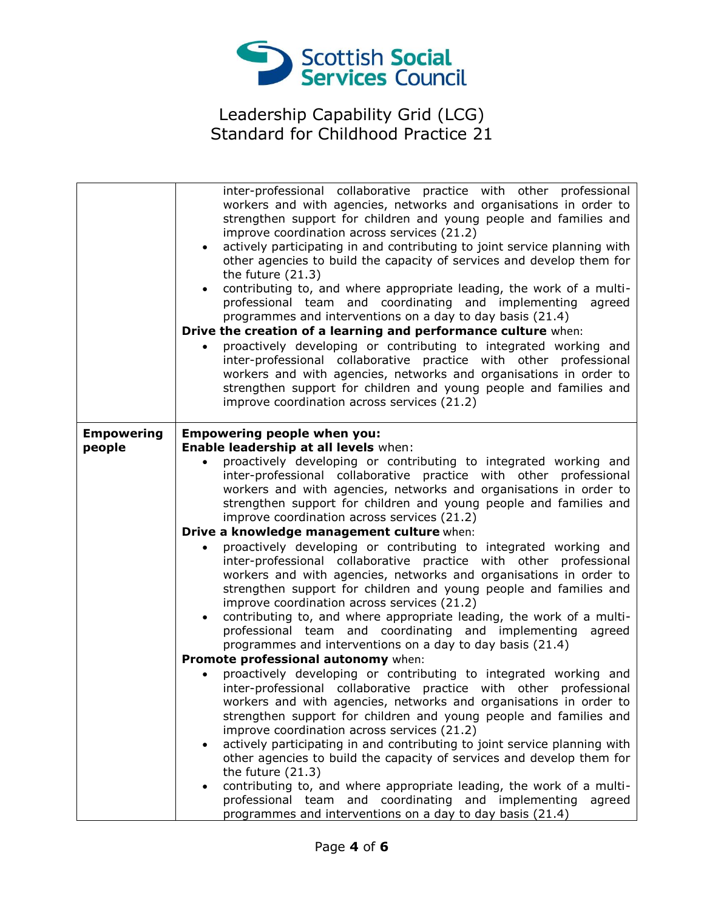| | |
|---|---|
| | inter-professional collaborative practice with other professional workers and with agencies, networks and organisations in order to strengthen support for children and young people and families and improve coordination across services (21.2)<br>• actively participating in and contributing to joint service planning with other agencies to build the capacity of services and develop them for the future (21.3)<br>• contributing to, and where appropriate leading, the work of a multi-professional team and coordinating and implementing agreed programmes and interventions on a day to day basis (21.4)<br>**Drive the creation of a learning and performance culture** when:<br>• proactively developing or contributing to integrated working and inter-professional collaborative practice with other professional workers and with agencies, networks and organisations in order to strengthen support for children and young people and families and improve coordination across services (21.2) |
| **Empowering people** | **Empowering people when you:**<br>**Enable leadership at all levels** when:<br>• proactively developing or contributing to integrated working and inter-professional collaborative practice with other professional workers and with agencies, networks and organisations in order to strengthen support for children and young people and families and improve coordination across services (21.2)<br>**Drive a knowledge management culture** when:<br>• proactively developing or contributing to integrated working and inter-professional collaborative practice with other professional workers and with agencies, networks and organisations in order to strengthen support for children and young people and families and improve coordination across services (21.2)<br>• contributing to, and where appropriate leading, the work of a multi-professional team and coordinating and implementing agreed programmes and interventions on a day to day basis (21.4)<br>**Promote professional autonomy** when:<br>• proactively developing or contributing to integrated working and inter-professional collaborative practice with other professional workers and with agencies, networks and organisations in order to strengthen support for children and young people and families and improve coordination across services (21.2)<br>• actively participating in and contributing to joint service planning with other agencies to build the capacity of services and develop them for the future (21.3)<br>• contributing to, and where appropriate leading, the work of a multi-professional team and coordinating and implementing agreed programmes and interventions on a day to day basis (21.4) |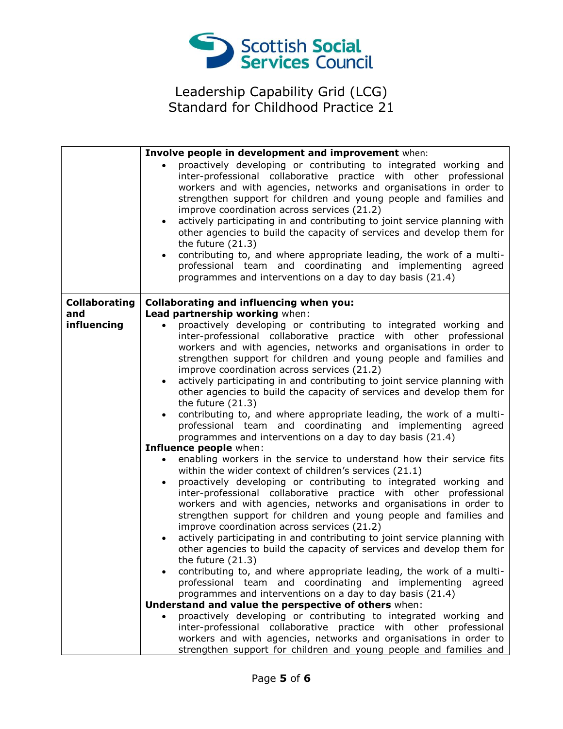Leadership Capability Grid (LCG)
Standard for Childhood Practice 21

| | |
|---|---|
| | **Involve people in development and improvement** when:<br>• proactively developing or contributing to integrated working and inter-professional collaborative practice with other professional workers and with agencies, networks and organisations in order to strengthen support for children and young people and families and improve coordination across services (21.2)<br>• actively participating in and contributing to joint service planning with other agencies to build the capacity of services and develop them for the future (21.3)<br>• contributing to, and where appropriate leading, the work of a multi-professional team and coordinating and implementing agreed programmes and interventions on a day to day basis (21.4) |
| **Collaborating and influencing** | **Collaborating and influencing when you:**<br>**Lead partnership working** when:<br>• proactively developing or contributing to integrated working and inter-professional collaborative practice with other professional workers and with agencies, networks and organisations in order to strengthen support for children and young people and families and improve coordination across services (21.2)<br>• actively participating in and contributing to joint service planning with other agencies to build the capacity of services and develop them for the future (21.3)<br>• contributing to, and where appropriate leading, the work of a multi-professional team and coordinating and implementing agreed programmes and interventions on a day to day basis (21.4)<br>**Influence people** when:<br>• enabling workers in the service to understand how their service fits within the wider context of children's services (21.1)<br>• proactively developing or contributing to integrated working and inter-professional collaborative practice with other professional workers and with agencies, networks and organisations in order to strengthen support for children and young people and families and improve coordination across services (21.2)<br>• actively participating in and contributing to joint service planning with other agencies to build the capacity of services and develop them for the future (21.3)<br>• contributing to, and where appropriate leading, the work of a multi-professional team and coordinating and implementing agreed programmes and interventions on a day to day basis (21.4)<br>**Understand and value the perspective of others** when:<br>• proactively developing or contributing to integrated working and inter-professional collaborative practice with other professional workers and with agencies, networks and organisations in order to strengthen support for children and young people and families and |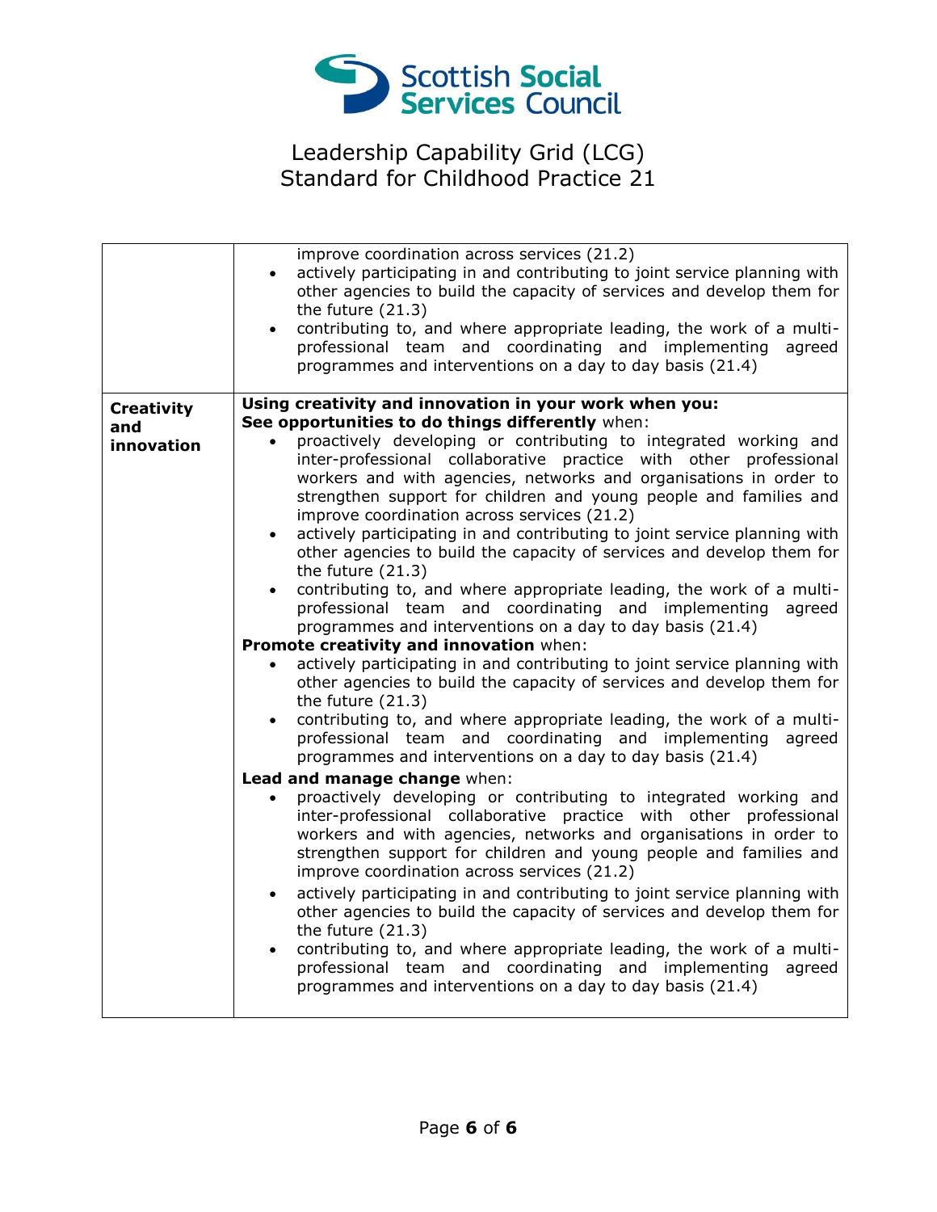Leadership Capability Grid (LCG)
Standard for Childhood Practice 21

| | |
|---|---|
| | improve coordination across services (21.2)<br>• actively participating in and contributing to joint service planning with other agencies to build the capacity of services and develop them for the future (21.3)<br>• contributing to, and where appropriate leading, the work of a multi-professional team and coordinating and implementing agreed programmes and interventions on a day to day basis (21.4) |
| **Creativity and innovation** | **Using creativity and innovation in your work when you:**<br>**See opportunities to do things differently** when:<br>• proactively developing or contributing to integrated working and inter-professional collaborative practice with other professional workers and with agencies, networks and organisations in order to strengthen support for children and young people and families and improve coordination across services (21.2)<br>• actively participating in and contributing to joint service planning with other agencies to build the capacity of services and develop them for the future (21.3)<br>• contributing to, and where appropriate leading, the work of a multi-professional team and coordinating and implementing agreed programmes and interventions on a day to day basis (21.4)<br>**Promote creativity and innovation** when:<br>• actively participating in and contributing to joint service planning with other agencies to build the capacity of services and develop them for the future (21.3)<br>• contributing to, and where appropriate leading, the work of a multi-professional team and coordinating and implementing agreed programmes and interventions on a day to day basis (21.4)<br>**Lead and manage change** when:<br>• proactively developing or contributing to integrated working and inter-professional collaborative practice with other professional workers and with agencies, networks and organisations in order to strengthen support for children and young people and families and improve coordination across services (21.2)<br>• actively participating in and contributing to joint service planning with other agencies to build the capacity of services and develop them for the future (21.3)<br>• contributing to, and where appropriate leading, the work of a multi-professional team and coordinating and implementing agreed programmes and interventions on a day to day basis (21.4) |